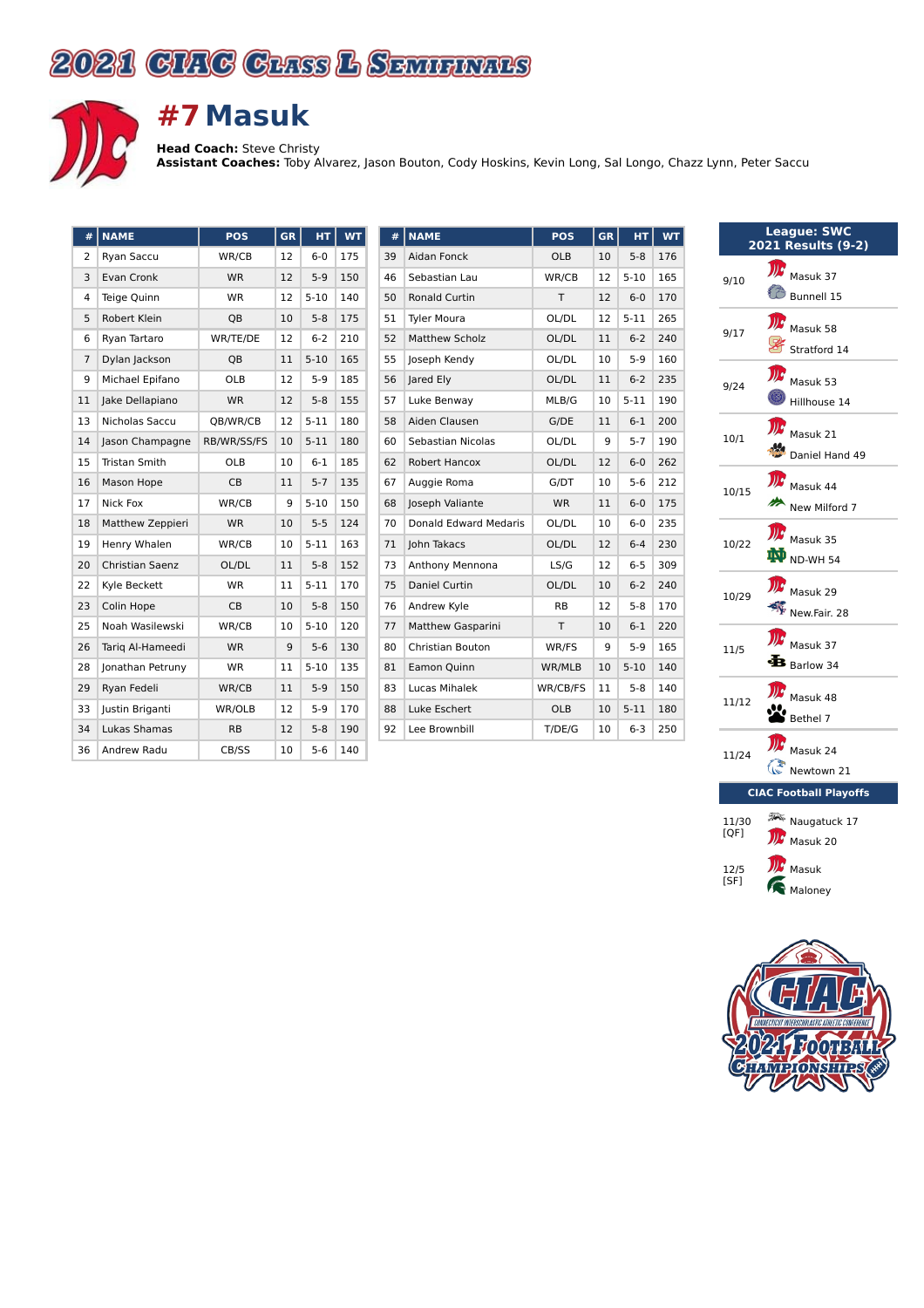# 2021 CIAC Class L Semifinals

## #7 Masuk

**Head Coach:** Steve Christy
**Assistant Coaches:** Toby Alvarez, Jason Bouton, Cody Hoskins, Kevin Long, Sal Longo, Chazz Lynn, Peter Saccu

| # | NAME | POS | GR | HT | WT |
|---|---|---|---|---|---|
| 2 | Ryan Saccu | WR/CB | 12 | 6-0 | 175 |
| 3 | Evan Cronk | WR | 12 | 5-9 | 150 |
| 4 | Teige Quinn | WR | 12 | 5-10 | 140 |
| 5 | Robert Klein | QB | 10 | 5-8 | 175 |
| 6 | Ryan Tartaro | WR/TE/DE | 12 | 6-2 | 210 |
| 7 | Dylan Jackson | QB | 11 | 5-10 | 165 |
| 9 | Michael Epifano | OLB | 12 | 5-9 | 185 |
| 11 | Jake Dellapiano | WR | 12 | 5-8 | 155 |
| 13 | Nicholas Saccu | QB/WR/CB | 12 | 5-11 | 180 |
| 14 | Jason Champagne | RB/WR/SS/FS | 10 | 5-11 | 180 |
| 15 | Tristan Smith | OLB | 10 | 6-1 | 185 |
| 16 | Mason Hope | CB | 11 | 5-7 | 135 |
| 17 | Nick Fox | WR/CB | 9 | 5-10 | 150 |
| 18 | Matthew Zeppieri | WR | 10 | 5-5 | 124 |
| 19 | Henry Whalen | WR/CB | 10 | 5-11 | 163 |
| 20 | Christian Saenz | OL/DL | 11 | 5-8 | 152 |
| 22 | Kyle Beckett | WR | 11 | 5-11 | 170 |
| 23 | Colin Hope | CB | 10 | 5-8 | 150 |
| 25 | Noah Wasilewski | WR/CB | 10 | 5-10 | 120 |
| 26 | Tariq Al-Hameedi | WR | 9 | 5-6 | 130 |
| 28 | Jonathan Petruny | WR | 11 | 5-10 | 135 |
| 29 | Ryan Fedeli | WR/CB | 11 | 5-9 | 150 |
| 33 | Justin Briganti | WR/OLB | 12 | 5-9 | 170 |
| 34 | Lukas Shamas | RB | 12 | 5-8 | 190 |
| 36 | Andrew Radu | CB/SS | 10 | 5-6 | 140 |
| 39 | Aidan Fonck | OLB | 10 | 5-8 | 176 |
| 46 | Sebastian Lau | WR/CB | 12 | 5-10 | 165 |
| 50 | Ronald Curtin | T | 12 | 6-0 | 170 |
| 51 | Tyler Moura | OL/DL | 12 | 5-11 | 265 |
| 52 | Matthew Scholz | OL/DL | 11 | 6-2 | 240 |
| 55 | Joseph Kendy | OL/DL | 10 | 5-9 | 160 |
| 56 | Jared Ely | OL/DL | 11 | 6-2 | 235 |
| 57 | Luke Benway | MLB/G | 10 | 5-11 | 190 |
| 58 | Aiden Clausen | G/DE | 11 | 6-1 | 200 |
| 60 | Sebastian Nicolas | OL/DL | 9 | 5-7 | 190 |
| 62 | Robert Hancox | OL/DL | 12 | 6-0 | 262 |
| 67 | Auggie Roma | G/DT | 10 | 5-6 | 212 |
| 68 | Joseph Valiante | WR | 11 | 6-0 | 175 |
| 70 | Donald Edward Medaris | OL/DL | 10 | 6-0 | 235 |
| 71 | John Takacs | OL/DL | 12 | 6-4 | 230 |
| 73 | Anthony Mennona | LS/G | 12 | 6-5 | 309 |
| 75 | Daniel Curtin | OL/DL | 10 | 6-2 | 240 |
| 76 | Andrew Kyle | RB | 12 | 5-8 | 170 |
| 77 | Matthew Gasparini | T | 10 | 6-1 | 220 |
| 80 | Christian Bouton | WR/FS | 9 | 5-9 | 165 |
| 81 | Eamon Quinn | WR/MLB | 10 | 5-10 | 140 |
| 83 | Lucas Mihalek | WR/CB/FS | 11 | 5-8 | 140 |
| 88 | Luke Eschert | OLB | 10 | 5-11 | 180 |
| 92 | Lee Brownbill | T/DE/G | 10 | 6-3 | 250 |

### League: SWC
### 2021 Results (9-2)

| Date | Result |
|---|---|
| 9/10 | Masuk 37, Bunnell 15 |
| 9/17 | Masuk 58, Stratford 14 |
| 9/24 | Masuk 53, Hillhouse 14 |
| 10/1 | Masuk 21, Daniel Hand 49 |
| 10/15 | Masuk 44, New Milford 7 |
| 10/22 | Masuk 35, ND-WH 54 |
| 10/29 | Masuk 29, New.Fair. 28 |
| 11/5 | Masuk 37, Barlow 34 |
| 11/12 | Masuk 48, Bethel 7 |
| 11/24 | Masuk 24, Newtown 21 |

### CIAC Football Playoffs

| Date | Result |
|---|---|
| 11/30 [QF] | Naugatuck 17, Masuk 20 |
| 12/5 [SF] | Masuk, Maloney |

CIAC Connecticut Interscholastic Athletic Conference 2021 Football Championships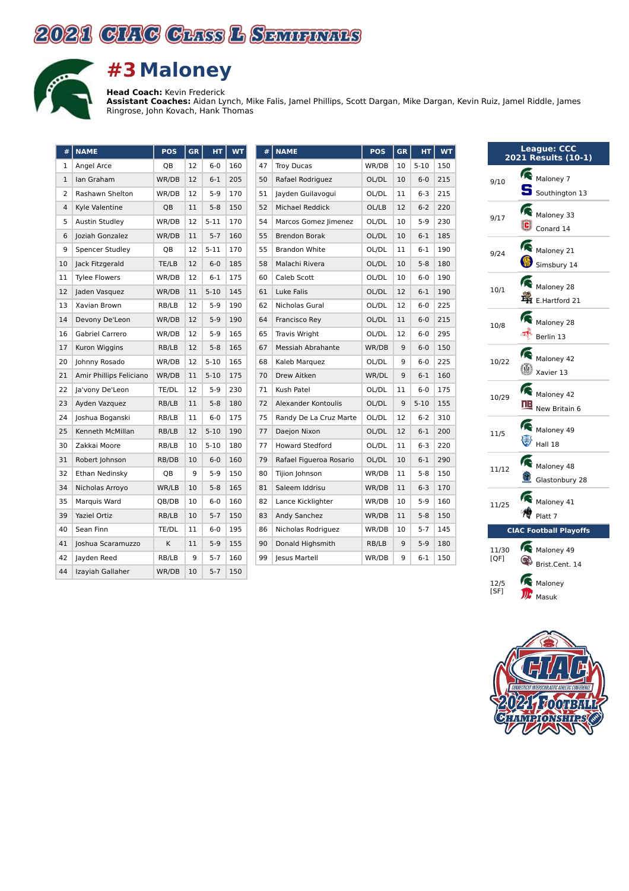# 2021 CIAC Class L Semifinals

## #3 Maloney

**Head Coach:** Kevin Frederick
**Assistant Coaches:** Aidan Lynch, Mike Falis, Jamel Phillips, Scott Dargan, Mike Dargan, Kevin Ruiz, Jamel Riddle, James Ringrose, John Kovach, Hank Thomas

| # | NAME | POS | GR | HT | WT |
|---|---|---|---|---|---|
| 1 | Angel Arce | QB | 12 | 6-0 | 160 |
| 1 | Ian Graham | WR/DB | 12 | 6-1 | 205 |
| 2 | Rashawn Shelton | WR/DB | 12 | 5-9 | 170 |
| 4 | Kyle Valentine | QB | 11 | 5-8 | 150 |
| 5 | Austin Studley | WR/DB | 12 | 5-11 | 170 |
| 6 | Joziah Gonzalez | WR/DB | 11 | 5-7 | 160 |
| 9 | Spencer Studley | QB | 12 | 5-11 | 170 |
| 10 | Jack Fitzgerald | TE/LB | 12 | 6-0 | 185 |
| 11 | Tylee Flowers | WR/DB | 12 | 6-1 | 175 |
| 12 | Jaden Vasquez | WR/DB | 11 | 5-10 | 145 |
| 13 | Xavian Brown | RB/LB | 12 | 5-9 | 190 |
| 14 | Devony De'Leon | WR/DB | 12 | 5-9 | 190 |
| 16 | Gabriel Carrero | WR/DB | 12 | 5-9 | 165 |
| 17 | Kuron Wiggins | RB/LB | 12 | 5-8 | 165 |
| 20 | Johnny Rosado | WR/DB | 12 | 5-10 | 165 |
| 21 | Amir Phillips Feliciano | WR/DB | 11 | 5-10 | 175 |
| 22 | Ja'vony De'Leon | TE/DL | 12 | 5-9 | 230 |
| 23 | Ayden Vazquez | RB/LB | 11 | 5-8 | 180 |
| 24 | Joshua Boganski | RB/LB | 11 | 6-0 | 175 |
| 25 | Kenneth McMillan | RB/LB | 12 | 5-10 | 190 |
| 30 | Zakkai Moore | RB/LB | 10 | 5-10 | 180 |
| 31 | Robert Johnson | RB/DB | 10 | 6-0 | 160 |
| 32 | Ethan Nedinsky | QB | 9 | 5-9 | 150 |
| 34 | Nicholas Arroyo | WR/LB | 10 | 5-8 | 165 |
| 35 | Marquis Ward | QB/DB | 10 | 6-0 | 160 |
| 39 | Yaziel Ortiz | RB/LB | 10 | 5-7 | 150 |
| 40 | Sean Finn | TE/DL | 11 | 6-0 | 195 |
| 41 | Joshua Scaramuzzo | K | 11 | 5-9 | 155 |
| 42 | Jayden Reed | RB/LB | 9 | 5-7 | 160 |
| 44 | Izayiah Gallaher | WR/DB | 10 | 5-7 | 150 |
| 47 | Troy Ducas | WR/DB | 10 | 5-10 | 150 |
| 50 | Rafael Rodriguez | OL/DL | 10 | 6-0 | 215 |
| 51 | Jayden Guilavogui | OL/DL | 11 | 6-3 | 215 |
| 52 | Michael Reddick | OL/LB | 12 | 6-2 | 220 |
| 54 | Marcos Gomez Jimenez | OL/DL | 10 | 5-9 | 230 |
| 55 | Brendon Borak | OL/DL | 10 | 6-1 | 185 |
| 55 | Brandon White | OL/DL | 11 | 6-1 | 190 |
| 58 | Malachi Rivera | OL/DL | 10 | 5-8 | 180 |
| 60 | Caleb Scott | OL/DL | 10 | 6-0 | 190 |
| 61 | Luke Falis | OL/DL | 12 | 6-1 | 190 |
| 62 | Nicholas Gural | OL/DL | 12 | 6-0 | 225 |
| 64 | Francisco Rey | OL/DL | 11 | 6-0 | 215 |
| 65 | Travis Wright | OL/DL | 12 | 6-0 | 295 |
| 67 | Messiah Abrahante | WR/DB | 9 | 6-0 | 150 |
| 68 | Kaleb Marquez | OL/DL | 9 | 6-0 | 225 |
| 70 | Drew Aitken | WR/DL | 9 | 6-1 | 160 |
| 71 | Kush Patel | OL/DL | 11 | 6-0 | 175 |
| 72 | Alexander Kontoulis | OL/DL | 9 | 5-10 | 155 |
| 75 | Randy De La Cruz Marte | OL/DL | 12 | 6-2 | 310 |
| 77 | Daejon Nixon | OL/DL | 12 | 6-1 | 200 |
| 77 | Howard Stedford | OL/DL | 11 | 6-3 | 220 |
| 79 | Rafael Figueroa Rosario | OL/DL | 10 | 6-1 | 290 |
| 80 | Tijion Johnson | WR/DB | 11 | 5-8 | 150 |
| 81 | Saleem Iddrisu | WR/DB | 11 | 6-3 | 170 |
| 82 | Lance Kicklighter | WR/DB | 10 | 5-9 | 160 |
| 83 | Andy Sanchez | WR/DB | 11 | 5-8 | 150 |
| 86 | Nicholas Rodriguez | WR/DB | 10 | 5-7 | 145 |
| 90 | Donald Highsmith | RB/LB | 9 | 5-9 | 180 |
| 99 | Jesus Martell | WR/DB | 9 | 6-1 | 150 |

### League: CCC
### 2021 Results (10-1)

| Date | Result |
|---|---|
| 9/10 | Maloney 7, Southington 13 |
| 9/17 | Maloney 33, Conard 14 |
| 9/24 | Maloney 21, Simsbury 14 |
| 10/1 | Maloney 28, E.Hartford 21 |
| 10/8 | Maloney 28, Berlin 13 |
| 10/22 | Maloney 42, Xavier 13 |
| 10/29 | Maloney 42, New Britain 6 |
| 11/5 | Maloney 49, Hall 18 |
| 11/12 | Maloney 48, Glastonbury 28 |
| 11/25 | Maloney 41, Platt 7 |

### CIAC Football Playoffs

| Date | Result |
|---|---|
| 11/30 [QF] | Maloney 49, Brist.Cent. 14 |
| 12/5 [SF] | Maloney, Masuk |

CIAC Connecticut Interscholastic Athletic Conference 2021 Football Championships